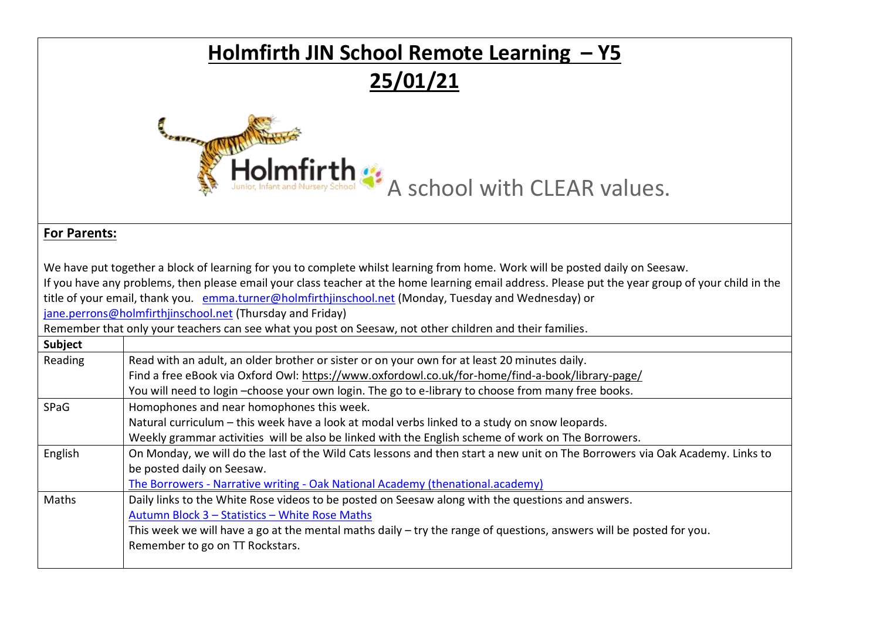# Holmfirth JIN School Remote Learning – Y5

## 25/01/21

Holmfirth Junior, Infant and Nursery School A school with CLEAR values.

**For Parents:**

We have put together a block of learning for you to complete whilst learning from home. Work will be posted daily on Seesaw.
If you have any problems, then please email your class teacher at the home learning email address. Please put the year group of your child in the title of your email, thank you. emma.turner@holmfirthjinschool.net (Monday, Tuesday and Wednesday) or jane.perrons@holmfirthjinschool.net (Thursday and Friday)
Remember that only your teachers can see what you post on Seesaw, not other children and their families.

| Subject | |
|---|---|
| Reading | Read with an adult, an older brother or sister or on your own for at least 20 minutes daily.<br>Find a free eBook via Oxford Owl: https://www.oxfordowl.co.uk/for-home/find-a-book/library-page/<br>You will need to login –choose your own login. The go to e-library to choose from many free books. |
| SPaG | Homophones and near homophones this week.<br>Natural curriculum – this week have a look at modal verbs linked to a study on snow leopards.<br>Weekly grammar activities will be also be linked with the English scheme of work on The Borrowers. |
| English | On Monday, we will do the last of the Wild Cats lessons and then start a new unit on The Borrowers via Oak Academy. Links to be posted daily on Seesaw.<br>The Borrowers - Narrative writing - Oak National Academy (thenational.academy) |
| Maths | Daily links to the White Rose videos to be posted on Seesaw along with the questions and answers.<br>Autumn Block 3 – Statistics – White Rose Maths<br>This week we will have a go at the mental maths daily – try the range of questions, answers will be posted for you.<br>Remember to go on TT Rockstars. |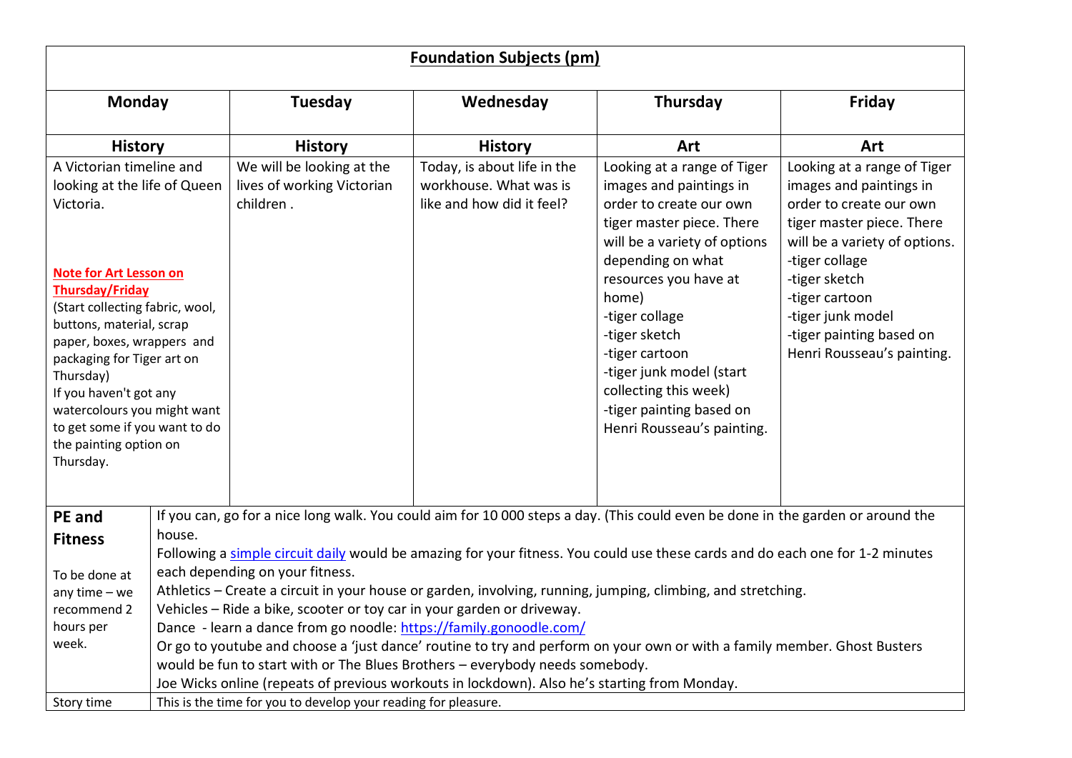**Foundation Subjects (pm)**

| Monday | Tuesday | Wednesday | Thursday | Friday |
|---|---|---|---|---|
| **History** | **History** | **History** | **Art** | **Art** |
| A Victorian timeline and looking at the life of Queen Victoria.<br><br>**Note for Art Lesson on Thursday/Friday**<br>(Start collecting fabric, wool, buttons, material, scrap paper, boxes, wrappers and packaging for Tiger art on Thursday)<br>If you haven't got any watercolours you might want to get some if you want to do the painting option on Thursday. | We will be looking at the lives of working Victorian children . | Today, is about life in the workhouse. What was is like and how did it feel? | Looking at a range of Tiger images and paintings in order to create our own tiger master piece. There will be a variety of options depending on what resources you have at home)<br>-tiger collage<br>-tiger sketch<br>-tiger cartoon<br>-tiger junk model (start collecting this week)<br>-tiger painting based on Henri Rousseau's painting. | Looking at a range of Tiger images and paintings in order to create our own tiger master piece. There will be a variety of options.<br>-tiger collage<br>-tiger sketch<br>-tiger cartoon<br>-tiger junk model<br>-tiger painting based on Henri Rousseau's painting. |

| | |
|---|---|
| **PE and Fitness**<br><br>To be done at any time – we recommend 2 hours per week. | If you can, go for a nice long walk. You could aim for 10 000 steps a day. (This could even be done in the garden or around the house.<br>Following a simple circuit daily would be amazing for your fitness. You could use these cards and do each one for 1-2 minutes each depending on your fitness.<br>Athletics – Create a circuit in your house or garden, involving, running, jumping, climbing, and stretching.<br>Vehicles – Ride a bike, scooter or toy car in your garden or driveway.<br>Dance - learn a dance from go noodle: https://family.gonoodle.com/<br>Or go to youtube and choose a 'just dance' routine to try and perform on your own or with a family member. Ghost Busters would be fun to start with or The Blues Brothers – everybody needs somebody.<br>Joe Wicks online (repeats of previous workouts in lockdown). Also he's starting from Monday. |
| Story time | This is the time for you to develop your reading for pleasure. |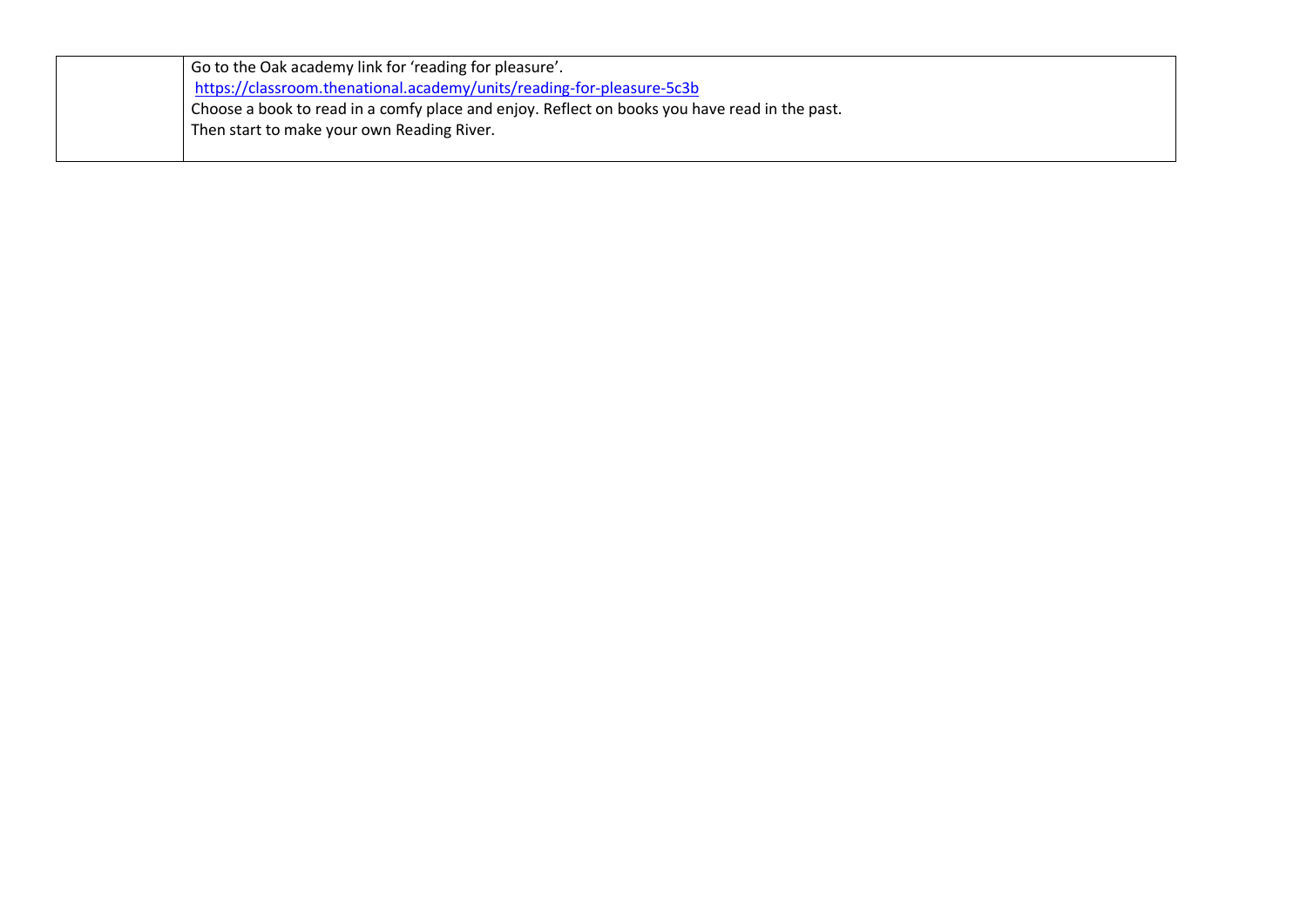| | |
|---|---|
| | Go to the Oak academy link for 'reading for pleasure'.<br>https://classroom.thenational.academy/units/reading-for-pleasure-5c3b<br>Choose a book to read in a comfy place and enjoy. Reflect on books you have read in the past.<br>Then start to make your own Reading River. |